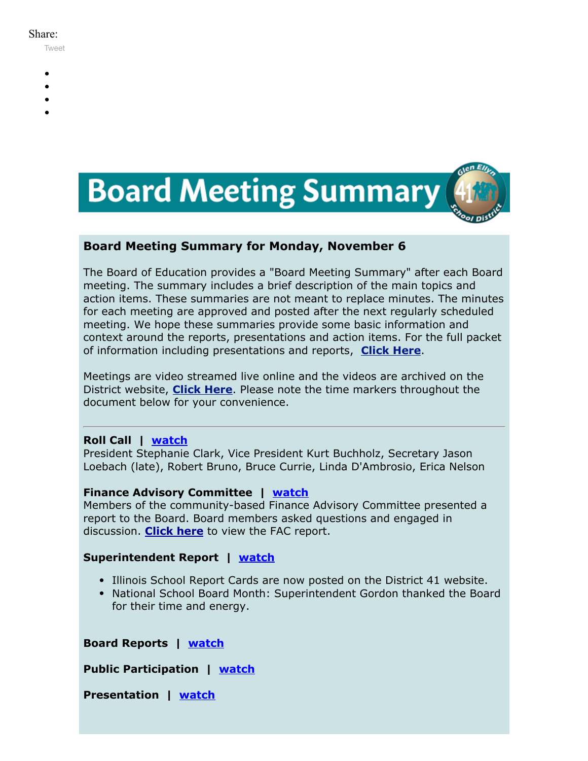Share:

Tweet

# Board Meeting Summary

### Board Meeting Summary for Monday, November 6

The Board of Education provides a "Board Meeting Summary" after each Board meeting. The summary includes a brief description of the main topics and action items. These summaries are not meant to replace minutes. The minutes for each meeting are approved and posted after the next regularly scheduled meeting. We hope these summaries provide some basic information and context around the reports, presentations and action items. For the full packet of information including presentations and reports, **Click Here**.

Meetings are video streamed live online and the videos are archived on the District website, **Click Here**. Please note the time markers throughout the document below for your convenience.

---

**Roll Call | watch**
President Stephanie Clark, Vice President Kurt Buchholz, Secretary Jason Loebach (late), Robert Bruno, Bruce Currie, Linda D'Ambrosio, Erica Nelson

**Finance Advisory Committee | watch**
Members of the community-based Finance Advisory Committee presented a report to the Board. Board members asked questions and engaged in discussion. **Click here** to view the FAC report.

**Superintendent Report | watch**

- Illinois School Report Cards are now posted on the District 41 website.
- National School Board Month: Superintendent Gordon thanked the Board for their time and energy.

**Board Reports | watch**

**Public Participation | watch**

**Presentation | watch**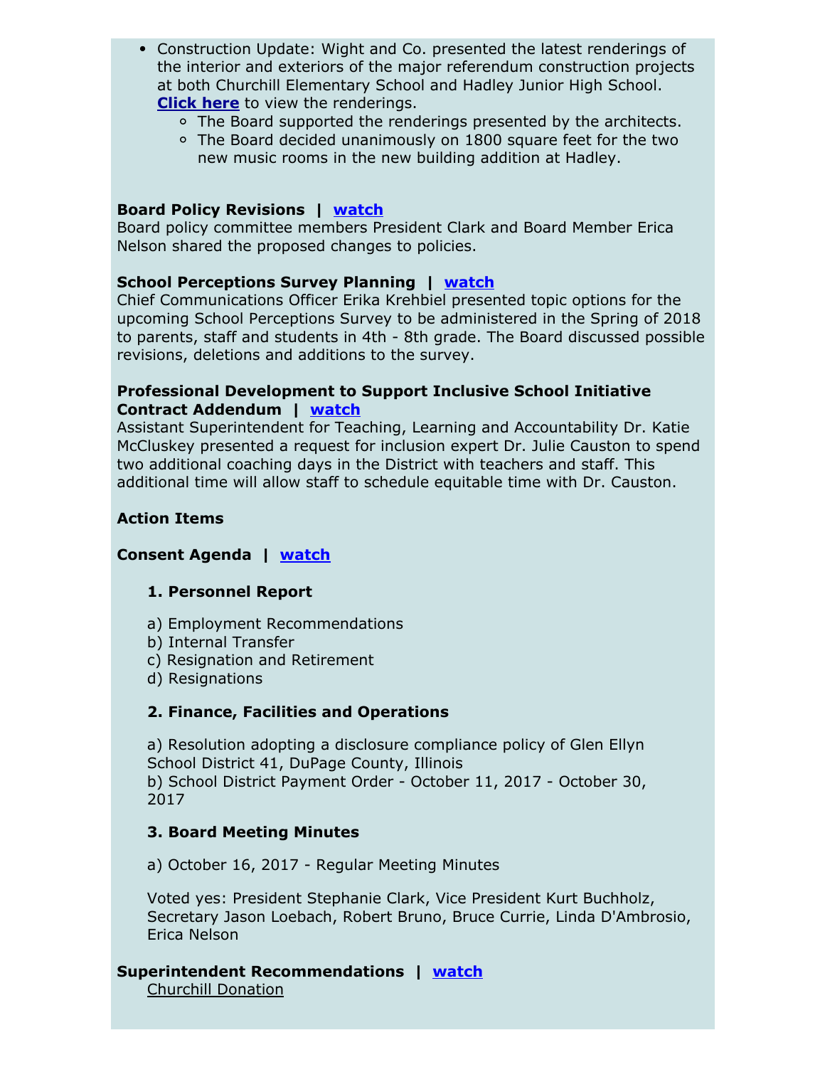- Construction Update: Wight and Co. presented the latest renderings of the interior and exteriors of the major referendum construction projects at both Churchill Elementary School and Hadley Junior High School. **Click here** to view the renderings.
  - The Board supported the renderings presented by the architects.
  - The Board decided unanimously on 1800 square feet for the two new music rooms in the new building addition at Hadley.

**Board Policy Revisions | watch**
Board policy committee members President Clark and Board Member Erica Nelson shared the proposed changes to policies.

**School Perceptions Survey Planning | watch**
Chief Communications Officer Erika Krehbiel presented topic options for the upcoming School Perceptions Survey to be administered in the Spring of 2018 to parents, staff and students in 4th - 8th grade. The Board discussed possible revisions, deletions and additions to the survey.

**Professional Development to Support Inclusive School Initiative Contract Addendum | watch**
Assistant Superintendent for Teaching, Learning and Accountability Dr. Katie McCluskey presented a request for inclusion expert Dr. Julie Causton to spend two additional coaching days in the District with teachers and staff. This additional time will allow staff to schedule equitable time with Dr. Causton.

**Action Items**

**Consent Agenda | watch**

**1. Personnel Report**

a) Employment Recommendations
b) Internal Transfer
c) Resignation and Retirement
d) Resignations

**2. Finance, Facilities and Operations**

a) Resolution adopting a disclosure compliance policy of Glen Ellyn School District 41, DuPage County, Illinois
b) School District Payment Order - October 11, 2017 - October 30, 2017

**3. Board Meeting Minutes**

a) October 16, 2017 - Regular Meeting Minutes

Voted yes: President Stephanie Clark, Vice President Kurt Buchholz, Secretary Jason Loebach, Robert Bruno, Bruce Currie, Linda D'Ambrosio, Erica Nelson

**Superintendent Recommendations | watch**
Churchill Donation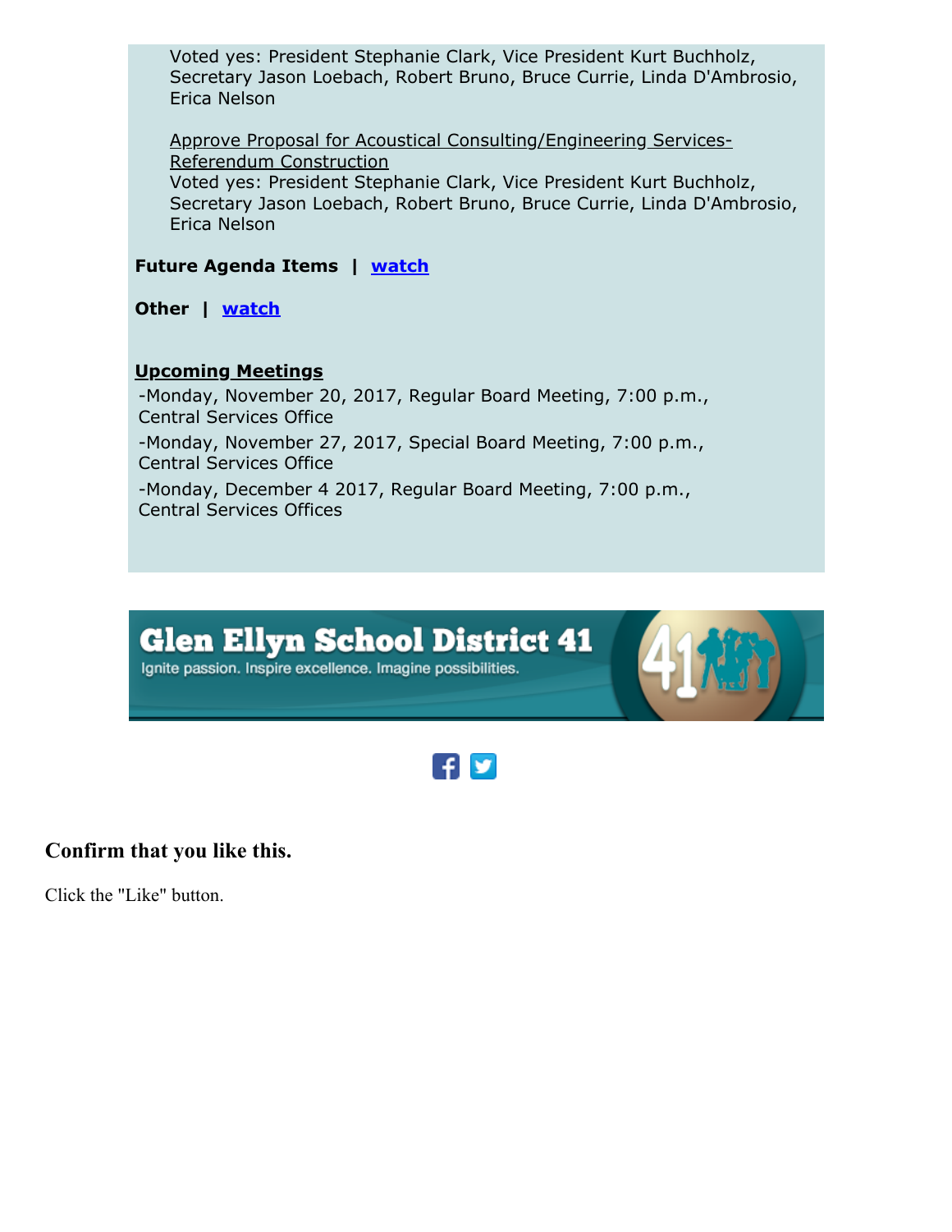Voted yes: President Stephanie Clark, Vice President Kurt Buchholz, Secretary Jason Loebach, Robert Bruno, Bruce Currie, Linda D'Ambrosio, Erica Nelson

Approve Proposal for Acoustical Consulting/Engineering Services-Referendum Construction
Voted yes: President Stephanie Clark, Vice President Kurt Buchholz, Secretary Jason Loebach, Robert Bruno, Bruce Currie, Linda D'Ambrosio, Erica Nelson

**Future Agenda Items | watch**

**Other | watch**

**Upcoming Meetings**

-Monday, November 20, 2017, Regular Board Meeting, 7:00 p.m., Central Services Office

-Monday, November 27, 2017, Special Board Meeting, 7:00 p.m., Central Services Office

-Monday, December 4 2017, Regular Board Meeting, 7:00 p.m., Central Services Offices

Glen Ellyn School District 41

Ignite passion. Inspire excellence. Imagine possibilities.

## Confirm that you like this.

Click the "Like" button.